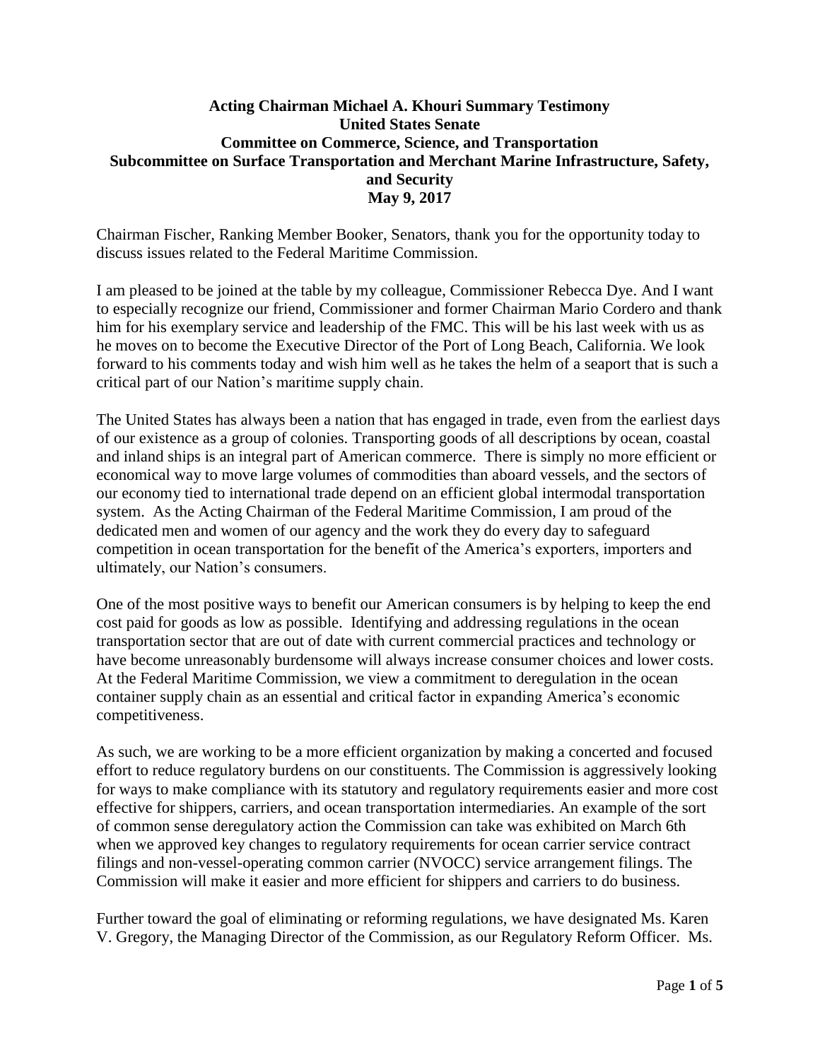**Acting Chairman Michael A. Khouri Summary Testimony**
**United States Senate**
**Committee on Commerce, Science, and Transportation**
**Subcommittee on Surface Transportation and Merchant Marine Infrastructure, Safety, and Security**
**May 9, 2017**

Chairman Fischer, Ranking Member Booker, Senators, thank you for the opportunity today to discuss issues related to the Federal Maritime Commission.

I am pleased to be joined at the table by my colleague, Commissioner Rebecca Dye. And I want to especially recognize our friend, Commissioner and former Chairman Mario Cordero and thank him for his exemplary service and leadership of the FMC. This will be his last week with us as he moves on to become the Executive Director of the Port of Long Beach, California. We look forward to his comments today and wish him well as he takes the helm of a seaport that is such a critical part of our Nation's maritime supply chain.

The United States has always been a nation that has engaged in trade, even from the earliest days of our existence as a group of colonies. Transporting goods of all descriptions by ocean, coastal and inland ships is an integral part of American commerce. There is simply no more efficient or economical way to move large volumes of commodities than aboard vessels, and the sectors of our economy tied to international trade depend on an efficient global intermodal transportation system. As the Acting Chairman of the Federal Maritime Commission, I am proud of the dedicated men and women of our agency and the work they do every day to safeguard competition in ocean transportation for the benefit of the America's exporters, importers and ultimately, our Nation's consumers.

One of the most positive ways to benefit our American consumers is by helping to keep the end cost paid for goods as low as possible. Identifying and addressing regulations in the ocean transportation sector that are out of date with current commercial practices and technology or have become unreasonably burdensome will always increase consumer choices and lower costs. At the Federal Maritime Commission, we view a commitment to deregulation in the ocean container supply chain as an essential and critical factor in expanding America's economic competitiveness.

As such, we are working to be a more efficient organization by making a concerted and focused effort to reduce regulatory burdens on our constituents. The Commission is aggressively looking for ways to make compliance with its statutory and regulatory requirements easier and more cost effective for shippers, carriers, and ocean transportation intermediaries. An example of the sort of common sense deregulatory action the Commission can take was exhibited on March 6th when we approved key changes to regulatory requirements for ocean carrier service contract filings and non-vessel-operating common carrier (NVOCC) service arrangement filings. The Commission will make it easier and more efficient for shippers and carriers to do business.

Further toward the goal of eliminating or reforming regulations, we have designated Ms. Karen V. Gregory, the Managing Director of the Commission, as our Regulatory Reform Officer. Ms.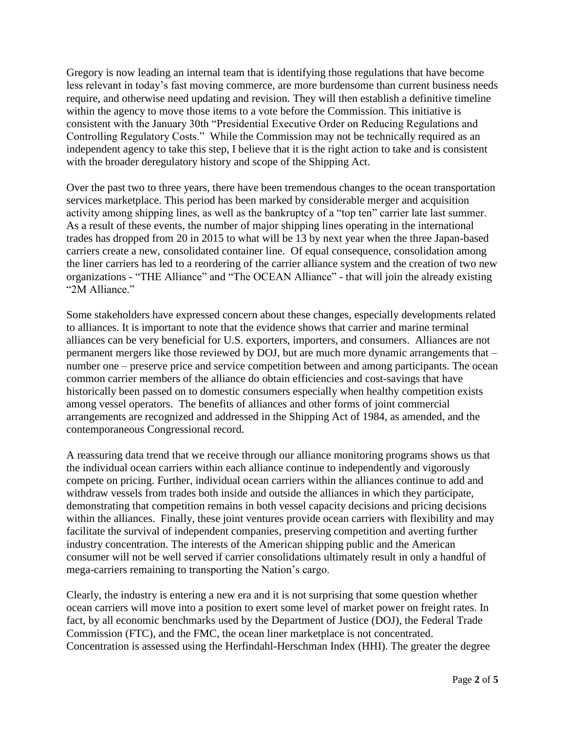Gregory is now leading an internal team that is identifying those regulations that have become less relevant in today's fast moving commerce, are more burdensome than current business needs require, and otherwise need updating and revision. They will then establish a definitive timeline within the agency to move those items to a vote before the Commission. This initiative is consistent with the January 30th "Presidential Executive Order on Reducing Regulations and Controlling Regulatory Costs." While the Commission may not be technically required as an independent agency to take this step, I believe that it is the right action to take and is consistent with the broader deregulatory history and scope of the Shipping Act.

Over the past two to three years, there have been tremendous changes to the ocean transportation services marketplace. This period has been marked by considerable merger and acquisition activity among shipping lines, as well as the bankruptcy of a "top ten" carrier late last summer. As a result of these events, the number of major shipping lines operating in the international trades has dropped from 20 in 2015 to what will be 13 by next year when the three Japan-based carriers create a new, consolidated container line. Of equal consequence, consolidation among the liner carriers has led to a reordering of the carrier alliance system and the creation of two new organizations - "THE Alliance" and "The OCEAN Alliance" - that will join the already existing "2M Alliance."

Some stakeholders have expressed concern about these changes, especially developments related to alliances. It is important to note that the evidence shows that carrier and marine terminal alliances can be very beneficial for U.S. exporters, importers, and consumers. Alliances are not permanent mergers like those reviewed by DOJ, but are much more dynamic arrangements that – number one – preserve price and service competition between and among participants. The ocean common carrier members of the alliance do obtain efficiencies and cost-savings that have historically been passed on to domestic consumers especially when healthy competition exists among vessel operators. The benefits of alliances and other forms of joint commercial arrangements are recognized and addressed in the Shipping Act of 1984, as amended, and the contemporaneous Congressional record.

A reassuring data trend that we receive through our alliance monitoring programs shows us that the individual ocean carriers within each alliance continue to independently and vigorously compete on pricing. Further, individual ocean carriers within the alliances continue to add and withdraw vessels from trades both inside and outside the alliances in which they participate, demonstrating that competition remains in both vessel capacity decisions and pricing decisions within the alliances. Finally, these joint ventures provide ocean carriers with flexibility and may facilitate the survival of independent companies, preserving competition and averting further industry concentration. The interests of the American shipping public and the American consumer will not be well served if carrier consolidations ultimately result in only a handful of mega-carriers remaining to transporting the Nation's cargo.

Clearly, the industry is entering a new era and it is not surprising that some question whether ocean carriers will move into a position to exert some level of market power on freight rates. In fact, by all economic benchmarks used by the Department of Justice (DOJ), the Federal Trade Commission (FTC), and the FMC, the ocean liner marketplace is not concentrated. Concentration is assessed using the Herfindahl-Herschman Index (HHI). The greater the degree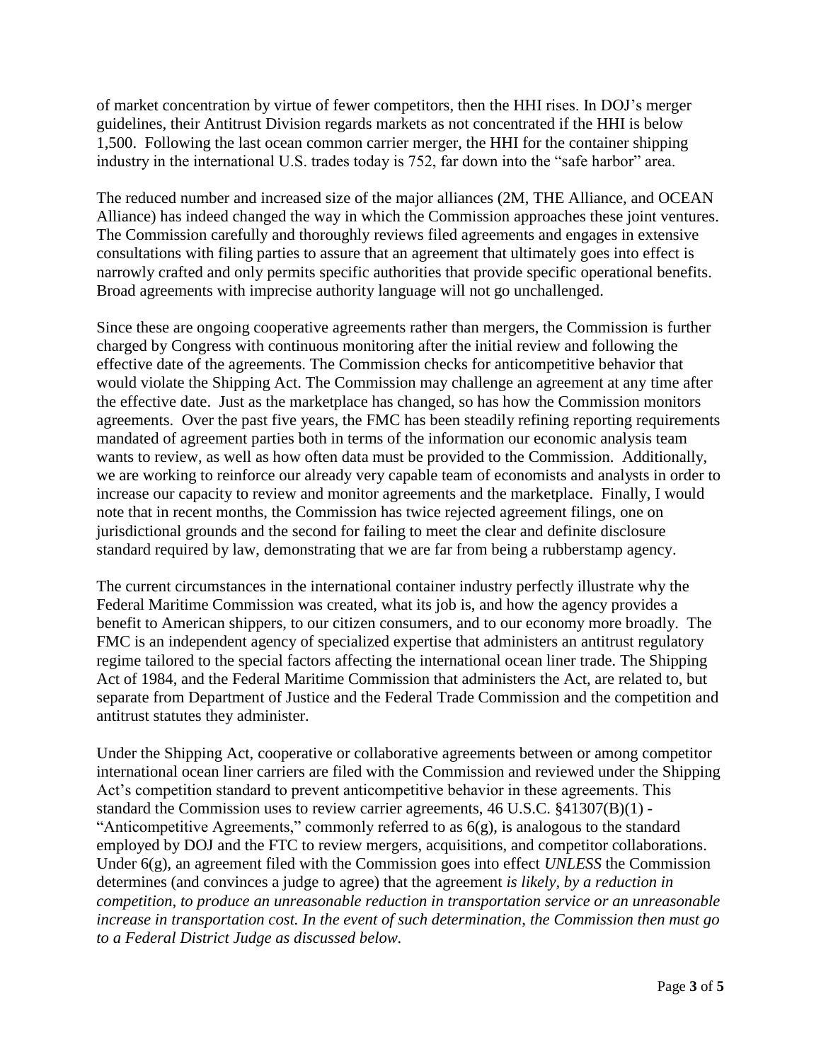of market concentration by virtue of fewer competitors, then the HHI rises. In DOJ's merger guidelines, their Antitrust Division regards markets as not concentrated if the HHI is below 1,500. Following the last ocean common carrier merger, the HHI for the container shipping industry in the international U.S. trades today is 752, far down into the "safe harbor" area.

The reduced number and increased size of the major alliances (2M, THE Alliance, and OCEAN Alliance) has indeed changed the way in which the Commission approaches these joint ventures. The Commission carefully and thoroughly reviews filed agreements and engages in extensive consultations with filing parties to assure that an agreement that ultimately goes into effect is narrowly crafted and only permits specific authorities that provide specific operational benefits. Broad agreements with imprecise authority language will not go unchallenged.

Since these are ongoing cooperative agreements rather than mergers, the Commission is further charged by Congress with continuous monitoring after the initial review and following the effective date of the agreements. The Commission checks for anticompetitive behavior that would violate the Shipping Act. The Commission may challenge an agreement at any time after the effective date. Just as the marketplace has changed, so has how the Commission monitors agreements. Over the past five years, the FMC has been steadily refining reporting requirements mandated of agreement parties both in terms of the information our economic analysis team wants to review, as well as how often data must be provided to the Commission. Additionally, we are working to reinforce our already very capable team of economists and analysts in order to increase our capacity to review and monitor agreements and the marketplace. Finally, I would note that in recent months, the Commission has twice rejected agreement filings, one on jurisdictional grounds and the second for failing to meet the clear and definite disclosure standard required by law, demonstrating that we are far from being a rubberstamp agency.

The current circumstances in the international container industry perfectly illustrate why the Federal Maritime Commission was created, what its job is, and how the agency provides a benefit to American shippers, to our citizen consumers, and to our economy more broadly. The FMC is an independent agency of specialized expertise that administers an antitrust regulatory regime tailored to the special factors affecting the international ocean liner trade. The Shipping Act of 1984, and the Federal Maritime Commission that administers the Act, are related to, but separate from Department of Justice and the Federal Trade Commission and the competition and antitrust statutes they administer.

Under the Shipping Act, cooperative or collaborative agreements between or among competitor international ocean liner carriers are filed with the Commission and reviewed under the Shipping Act's competition standard to prevent anticompetitive behavior in these agreements. This standard the Commission uses to review carrier agreements, 46 U.S.C. §41307(B)(1) - "Anticompetitive Agreements," commonly referred to as 6(g), is analogous to the standard employed by DOJ and the FTC to review mergers, acquisitions, and competitor collaborations. Under 6(g), an agreement filed with the Commission goes into effect *UNLESS* the Commission determines (and convinces a judge to agree) that the agreement *is likely, by a reduction in competition, to produce an unreasonable reduction in transportation service or an unreasonable increase in transportation cost. In the event of such determination, the Commission then must go to a Federal District Judge as discussed below.*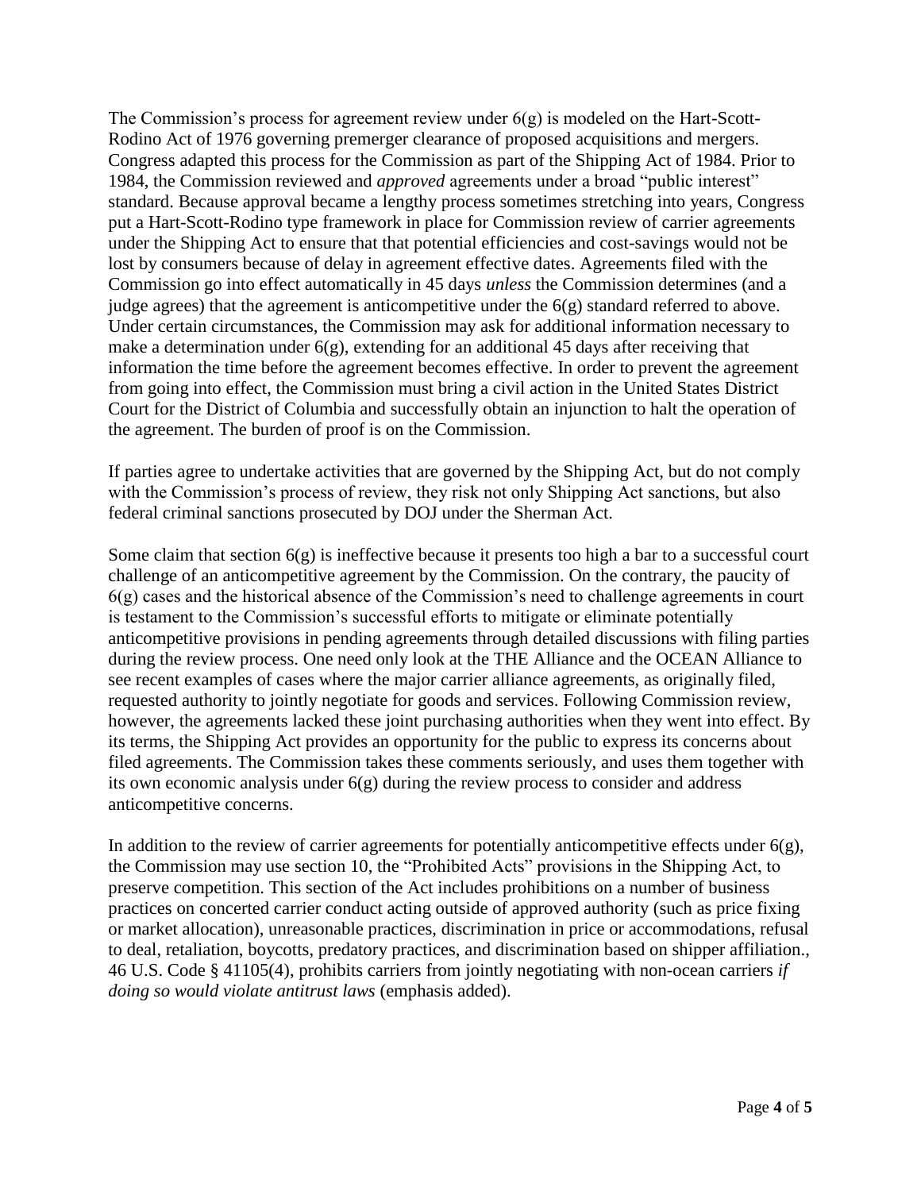The Commission's process for agreement review under 6(g) is modeled on the Hart-Scott-Rodino Act of 1976 governing premerger clearance of proposed acquisitions and mergers. Congress adapted this process for the Commission as part of the Shipping Act of 1984. Prior to 1984, the Commission reviewed and *approved* agreements under a broad "public interest" standard. Because approval became a lengthy process sometimes stretching into years, Congress put a Hart-Scott-Rodino type framework in place for Commission review of carrier agreements under the Shipping Act to ensure that that potential efficiencies and cost-savings would not be lost by consumers because of delay in agreement effective dates. Agreements filed with the Commission go into effect automatically in 45 days *unless* the Commission determines (and a judge agrees) that the agreement is anticompetitive under the 6(g) standard referred to above. Under certain circumstances, the Commission may ask for additional information necessary to make a determination under 6(g), extending for an additional 45 days after receiving that information the time before the agreement becomes effective. In order to prevent the agreement from going into effect, the Commission must bring a civil action in the United States District Court for the District of Columbia and successfully obtain an injunction to halt the operation of the agreement. The burden of proof is on the Commission.

If parties agree to undertake activities that are governed by the Shipping Act, but do not comply with the Commission's process of review, they risk not only Shipping Act sanctions, but also federal criminal sanctions prosecuted by DOJ under the Sherman Act.

Some claim that section 6(g) is ineffective because it presents too high a bar to a successful court challenge of an anticompetitive agreement by the Commission. On the contrary, the paucity of 6(g) cases and the historical absence of the Commission's need to challenge agreements in court is testament to the Commission's successful efforts to mitigate or eliminate potentially anticompetitive provisions in pending agreements through detailed discussions with filing parties during the review process. One need only look at the THE Alliance and the OCEAN Alliance to see recent examples of cases where the major carrier alliance agreements, as originally filed, requested authority to jointly negotiate for goods and services. Following Commission review, however, the agreements lacked these joint purchasing authorities when they went into effect. By its terms, the Shipping Act provides an opportunity for the public to express its concerns about filed agreements. The Commission takes these comments seriously, and uses them together with its own economic analysis under 6(g) during the review process to consider and address anticompetitive concerns.

In addition to the review of carrier agreements for potentially anticompetitive effects under 6(g), the Commission may use section 10, the "Prohibited Acts" provisions in the Shipping Act, to preserve competition. This section of the Act includes prohibitions on a number of business practices on concerted carrier conduct acting outside of approved authority (such as price fixing or market allocation), unreasonable practices, discrimination in price or accommodations, refusal to deal, retaliation, boycotts, predatory practices, and discrimination based on shipper affiliation., 46 U.S. Code § 41105(4), prohibits carriers from jointly negotiating with non-ocean carriers *if doing so would violate antitrust laws* (emphasis added).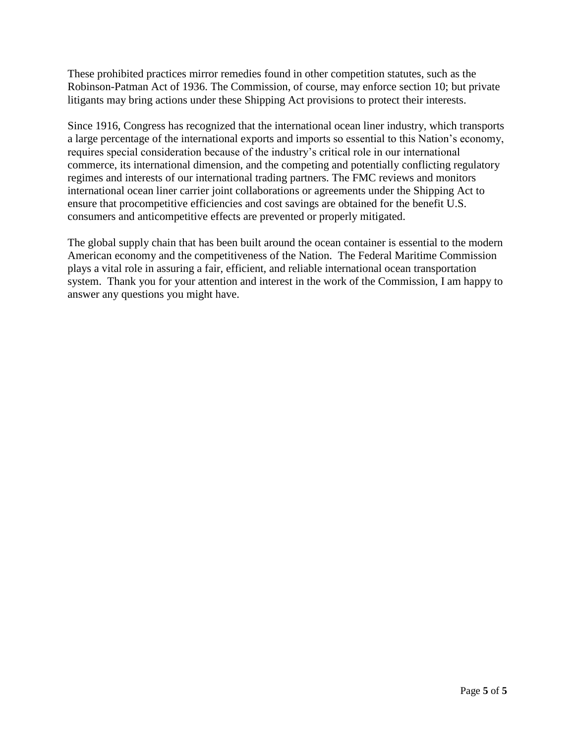These prohibited practices mirror remedies found in other competition statutes, such as the Robinson-Patman Act of 1936. The Commission, of course, may enforce section 10; but private litigants may bring actions under these Shipping Act provisions to protect their interests.

Since 1916, Congress has recognized that the international ocean liner industry, which transports a large percentage of the international exports and imports so essential to this Nation's economy, requires special consideration because of the industry's critical role in our international commerce, its international dimension, and the competing and potentially conflicting regulatory regimes and interests of our international trading partners. The FMC reviews and monitors international ocean liner carrier joint collaborations or agreements under the Shipping Act to ensure that procompetitive efficiencies and cost savings are obtained for the benefit U.S. consumers and anticompetitive effects are prevented or properly mitigated.

The global supply chain that has been built around the ocean container is essential to the modern American economy and the competitiveness of the Nation. The Federal Maritime Commission plays a vital role in assuring a fair, efficient, and reliable international ocean transportation system. Thank you for your attention and interest in the work of the Commission, I am happy to answer any questions you might have.